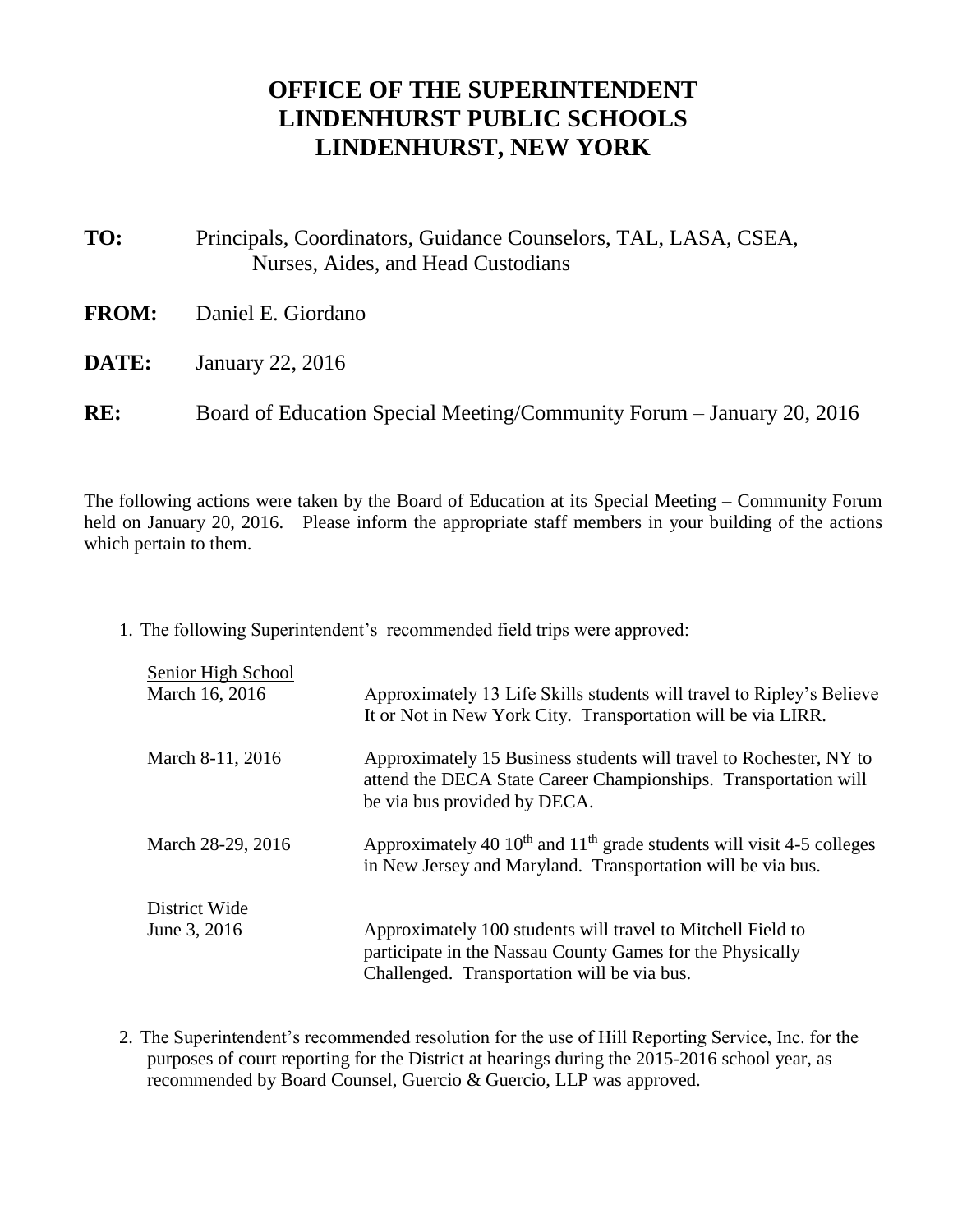# OFFICE OF THE SUPERINTENDENT
# LINDENHURST PUBLIC SCHOOLS
# LINDENHURST, NEW YORK

**TO:** Principals, Coordinators, Guidance Counselors, TAL, LASA, CSEA, Nurses, Aides, and Head Custodians

**FROM:** Daniel E. Giordano

**DATE:** January 22, 2016

**RE:** Board of Education Special Meeting/Community Forum – January 20, 2016

The following actions were taken by the Board of Education at its Special Meeting – Community Forum held on January 20, 2016. Please inform the appropriate staff members in your building of the actions which pertain to them.

1. The following Superintendent's recommended field trips were approved:

   Senior High School

   March 16, 2016 — Approximately 13 Life Skills students will travel to Ripley's Believe It or Not in New York City. Transportation will be via LIRR.

   March 8-11, 2016 — Approximately 15 Business students will travel to Rochester, NY to attend the DECA State Career Championships. Transportation will be via bus provided by DECA.

   March 28-29, 2016 — Approximately 40 10th and 11th grade students will visit 4-5 colleges in New Jersey and Maryland. Transportation will be via bus.

   District Wide

   June 3, 2016 — Approximately 100 students will travel to Mitchell Field to participate in the Nassau County Games for the Physically Challenged. Transportation will be via bus.

2. The Superintendent's recommended resolution for the use of Hill Reporting Service, Inc. for the purposes of court reporting for the District at hearings during the 2015-2016 school year, as recommended by Board Counsel, Guercio & Guercio, LLP was approved.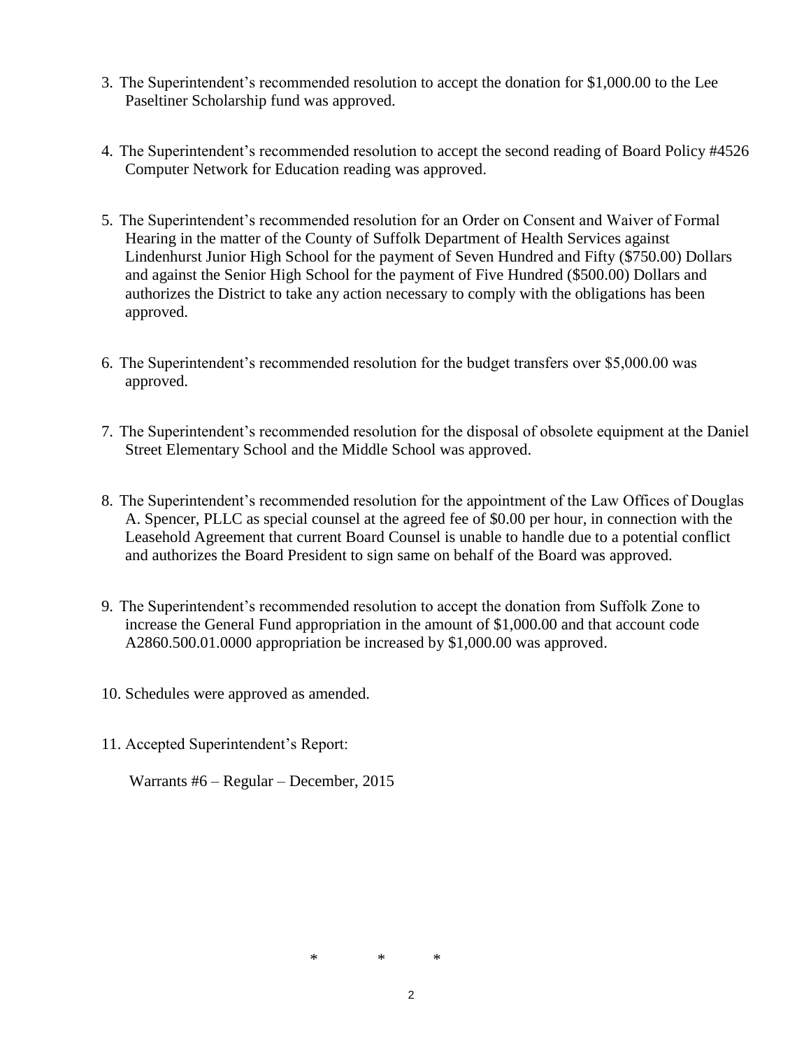3. The Superintendent's recommended resolution to accept the donation for $1,000.00 to the Lee Paseltiner Scholarship fund was approved.

4. The Superintendent's recommended resolution to accept the second reading of Board Policy #4526 Computer Network for Education reading was approved.

5. The Superintendent's recommended resolution for an Order on Consent and Waiver of Formal Hearing in the matter of the County of Suffolk Department of Health Services against Lindenhurst Junior High School for the payment of Seven Hundred and Fifty ($750.00) Dollars and against the Senior High School for the payment of Five Hundred ($500.00) Dollars and authorizes the District to take any action necessary to comply with the obligations has been approved.

6. The Superintendent's recommended resolution for the budget transfers over $5,000.00 was approved.

7. The Superintendent's recommended resolution for the disposal of obsolete equipment at the Daniel Street Elementary School and the Middle School was approved.

8. The Superintendent's recommended resolution for the appointment of the Law Offices of Douglas A. Spencer, PLLC as special counsel at the agreed fee of $0.00 per hour, in connection with the Leasehold Agreement that current Board Counsel is unable to handle due to a potential conflict and authorizes the Board President to sign same on behalf of the Board was approved.

9. The Superintendent's recommended resolution to accept the donation from Suffolk Zone to increase the General Fund appropriation in the amount of $1,000.00 and that account code A2860.500.01.0000 appropriation be increased by $1,000.00 was approved.

10. Schedules were approved as amended.

11. Accepted Superintendent's Report:

Warrants #6 – Regular – December, 2015

\* \* \*